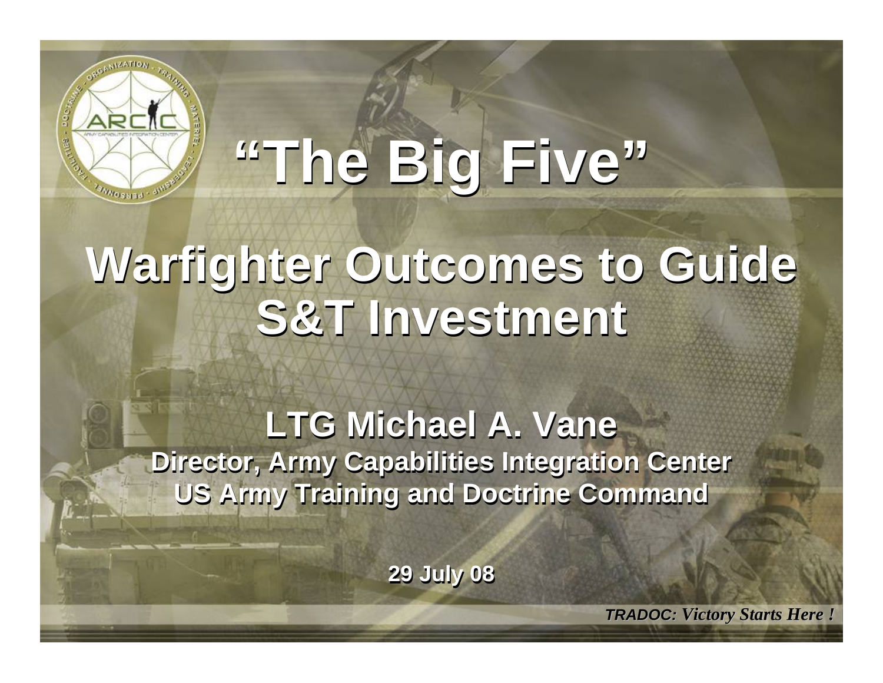# "The Big Five"

# Warfighter Outcomes to Guide S&T Investment

**LTG Michael A. Vane**

**Director, Army Capabilities Integration Center**

**US Army Training and Doctrine Command**

**29 July 08**

***TRADOC: Victory Starts Here !***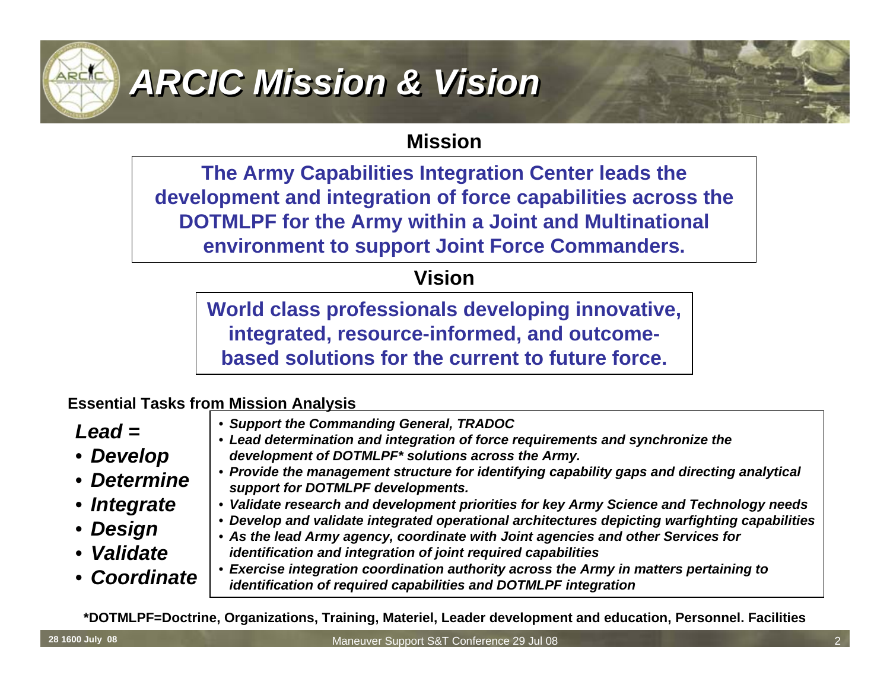# ARCIC Mission & Vision

## Mission

**The Army Capabilities Integration Center leads the development and integration of force capabilities across the DOTMLPF for the Army within a Joint and Multinational environment to support Joint Force Commanders.**

## Vision

**World class professionals developing innovative, integrated, resource-informed, and outcome-based solutions for the current to future force.**

**Essential Tasks from Mission Analysis**

***Lead =***

- ***Develop***
- ***Determine***
- ***Integrate***
- ***Design***
- ***Validate***
- ***Coordinate***

- ***Support the Commanding General, TRADOC***
- ***Lead determination and integration of force requirements and synchronize the development of DOTMLPF* solutions across the Army.***
- ***Provide the management structure for identifying capability gaps and directing analytical support for DOTMLPF developments.***
- ***Validate research and development priorities for key Army Science and Technology needs***
- ***Develop and validate integrated operational architectures depicting warfighting capabilities***
- ***As the lead Army agency, coordinate with Joint agencies and other Services for identification and integration of joint required capabilities***
- ***Exercise integration coordination authority across the Army in matters pertaining to identification of required capabilities and DOTMLPF integration***

**\*DOTMLPF=Doctrine, Organizations, Training, Materiel, Leader development and education, Personnel. Facilities**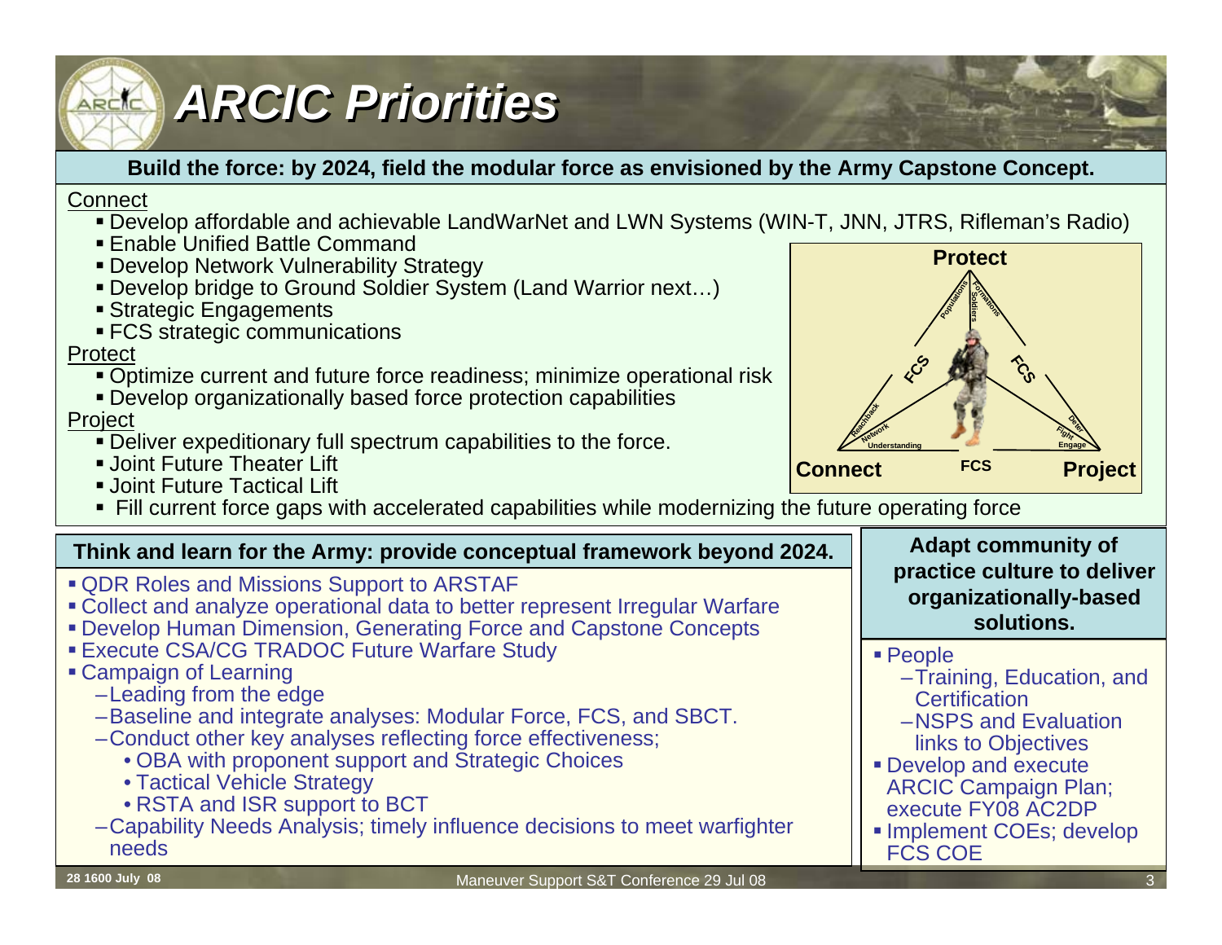# ARCIC Priorities

**Build the force: by 2024, field the modular force as envisioned by the Army Capstone Concept.**

Connect

- Develop affordable and achievable LandWarNet and LWN Systems (WIN-T, JNN, JTRS, Rifleman's Radio)
- Enable Unified Battle Command
- Develop Network Vulnerability Strategy
- Develop bridge to Ground Soldier System (Land Warrior next…)
- Strategic Engagements
- FCS strategic communications

Protect

- Optimize current and future force readiness; minimize operational risk
- Develop organizationally based force protection capabilities

Project

- Deliver expeditionary full spectrum capabilities to the force.
- Joint Future Theater Lift
- Joint Future Tactical Lift
- Fill current force gaps with accelerated capabilities while modernizing the future operating force

Protect
Populations
Soldiers
Formations
FCS
FCS
Reachback
Network
Understanding
Deter
Fight
Engage
Connect
FCS
Project

**Think and learn for the Army: provide conceptual framework beyond 2024.**

- QDR Roles and Missions Support to ARSTAF
- Collect and analyze operational data to better represent Irregular Warfare
- Develop Human Dimension, Generating Force and Capstone Concepts
- Execute CSA/CG TRADOC Future Warfare Study
- Campaign of Learning
  - Leading from the edge
  - Baseline and integrate analyses: Modular Force, FCS, and SBCT.
  - Conduct other key analyses reflecting force effectiveness;
    - OBA with proponent support and Strategic Choices
    - Tactical Vehicle Strategy
    - RSTA and ISR support to BCT
  - Capability Needs Analysis; timely influence decisions to meet warfighter needs

**Adapt community of practice culture to deliver organizationally-based solutions.**

- People
  - Training, Education, and Certification
  - NSPS and Evaluation links to Objectives
- Develop and execute ARCIC Campaign Plan; execute FY08 AC2DP
- Implement COEs; develop FCS COE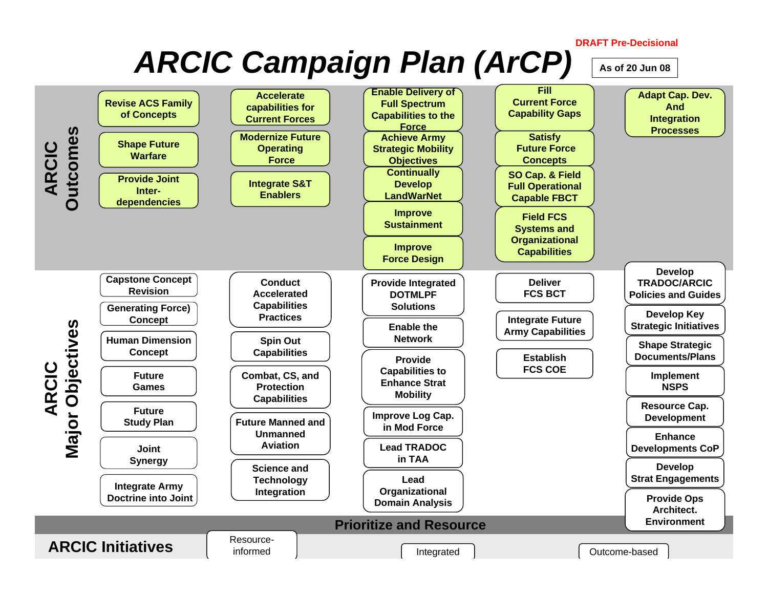DRAFT Pre-Decisional

# ARCIC Campaign Plan (ArCP)

As of 20 Jun 08

## ARCIC Outcomes

- Revise ACS Family of Concepts
- Shape Future Warfare
- Provide Joint Inter-dependencies

- Accelerate capabilities for Current Forces
- Modernize Future Operating Force
- Integrate S&T Enablers

- Enable Delivery of Full Spectrum Capabilities to the Force
- Achieve Army Strategic Mobility Objectives
- Continually Develop LandWarNet
- Improve Sustainment
- Improve Force Design

- Fill Current Force Capability Gaps
- Satisfy Future Force Concepts
- SO Cap. & Field Full Operational Capable FBCT
- Field FCS Systems and Organizational Capabilities

- Adapt Cap. Dev. And Integration Processes

## ARCIC Major Objectives

- Capstone Concept Revision
- Generating Force) Concept
- Human Dimension Concept
- Future Games
- Future Study Plan
- Joint Synergy
- Integrate Army Doctrine into Joint

- Conduct Accelerated Capabilities Practices
- Spin Out Capabilities
- Combat, CS, and Protection Capabilities
- Future Manned and Unmanned Aviation
- Science and Technology Integration

- Provide Integrated DOTMLPF Solutions
- Enable the Network
- Provide Capabilities to Enhance Strat Mobility
- Improve Log Cap. in Mod Force
- Lead TRADOC in TAA
- Lead Organizational Domain Analysis

- Deliver FCS BCT
- Integrate Future Army Capabilities
- Establish FCS COE

- Develop TRADOC/ARCIC Policies and Guides
- Develop Key Strategic Initiatives
- Shape Strategic Documents/Plans
- Implement NSPS
- Resource Cap. Development
- Enhance Developments CoP
- Develop Strat Engagements
- Provide Ops Architect. Environment

**Prioritize and Resource**

## ARCIC Initiatives

- Resource-informed
- Integrated
- Outcome-based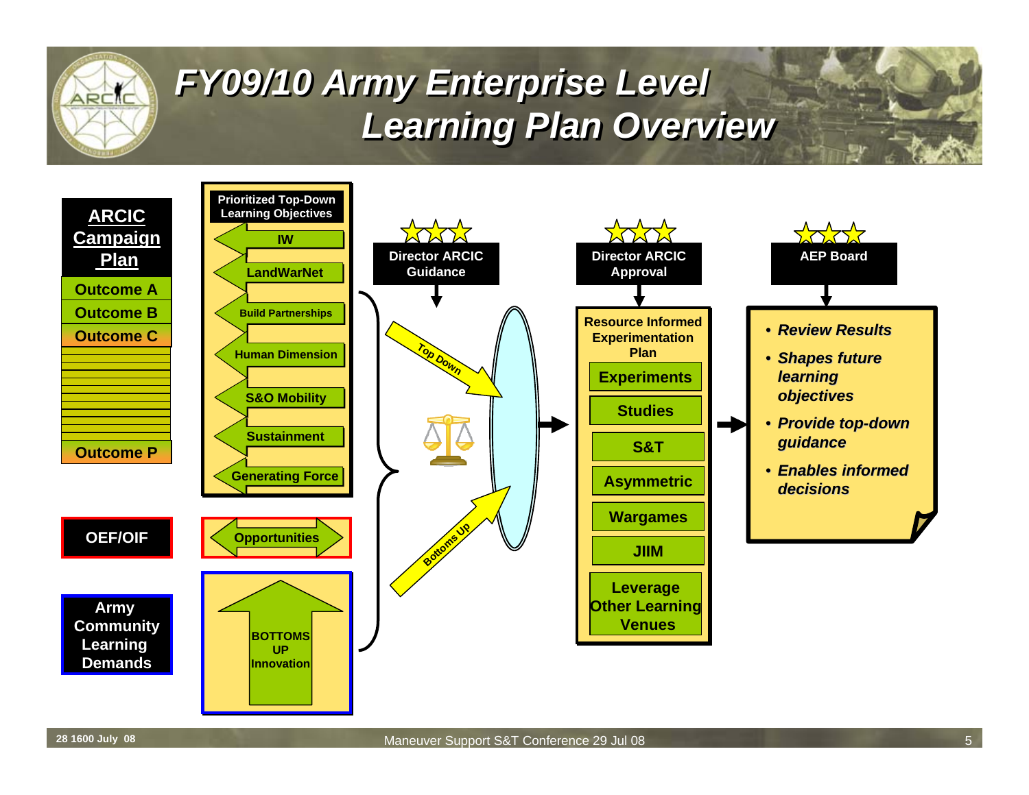# FY09/10 Army Enterprise Level Learning Plan Overview

**ARCIC Campaign Plan**

- Outcome A
- Outcome B
- Outcome C
- Outcome P

**Prioritized Top-Down Learning Objectives**

- IW
- LandWarNet
- Build Partnerships
- Human Dimension
- S&O Mobility
- Sustainment
- Generating Force

**OEF/OIF** → Opportunities

**Army Community Learning Demands** → BOTTOMS UP Innovation

Top Down

Bottoms Up

**Director ARCIC Guidance**

**Director ARCIC Approval**

**Resource Informed Experimentation Plan**

- Experiments
- Studies
- S&T
- Asymmetric
- Wargames
- JIIM
- Leverage Other Learning Venues

**AEP Board**

- *Review Results*
- *Shapes future learning objectives*
- *Provide top-down guidance*
- *Enables informed decisions*

28 1600 July 08

Maneuver Support S&T Conference 29 Jul 08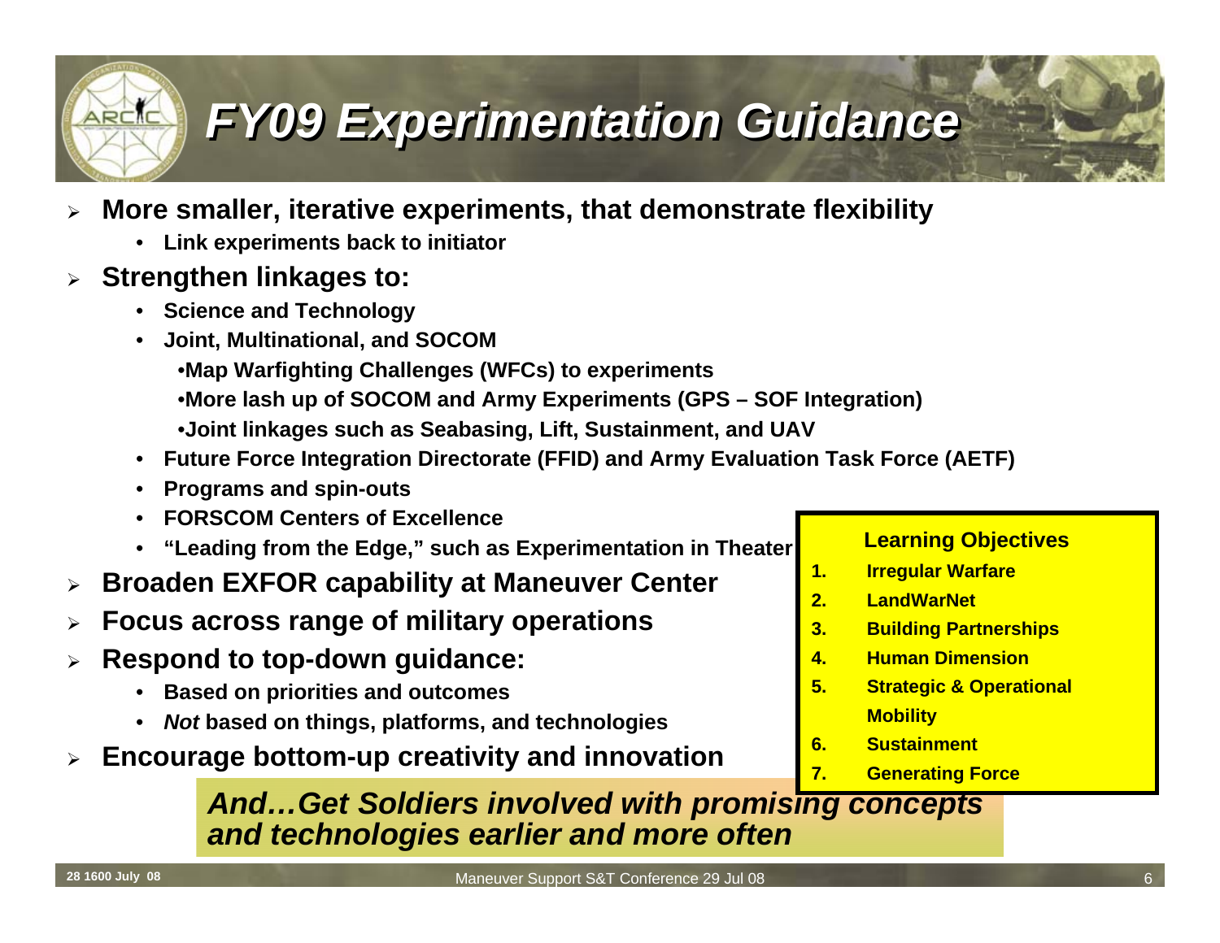# FY09 Experimentation Guidance

- **More smaller, iterative experiments, that demonstrate flexibility**
  - **Link experiments back to initiator**
- **Strengthen linkages to:**
  - **Science and Technology**
  - **Joint, Multinational, and SOCOM**
    - **Map Warfighting Challenges (WFCs) to experiments**
    - **More lash up of SOCOM and Army Experiments (GPS – SOF Integration)**
    - **Joint linkages such as Seabasing, Lift, Sustainment, and UAV**
  - **Future Force Integration Directorate (FFID) and Army Evaluation Task Force (AETF)**
  - **Programs and spin-outs**
  - **FORSCOM Centers of Excellence**
  - **"Leading from the Edge," such as Experimentation in Theater**
- **Broaden EXFOR capability at Maneuver Center**
- **Focus across range of military operations**
- **Respond to top-down guidance:**
  - **Based on priorities and outcomes**
  - ***Not* based on things, platforms, and technologies**
- **Encourage bottom-up creativity and innovation**

**Learning Objectives**

1. **Irregular Warfare**
2. **LandWarNet**
3. **Building Partnerships**
4. **Human Dimension**
5. **Strategic & Operational Mobility**
6. **Sustainment**
7. **Generating Force**

***And…Get Soldiers involved with promising concepts and technologies earlier and more often***

28 1600 July 08

Maneuver Support S&T Conference 29 Jul 08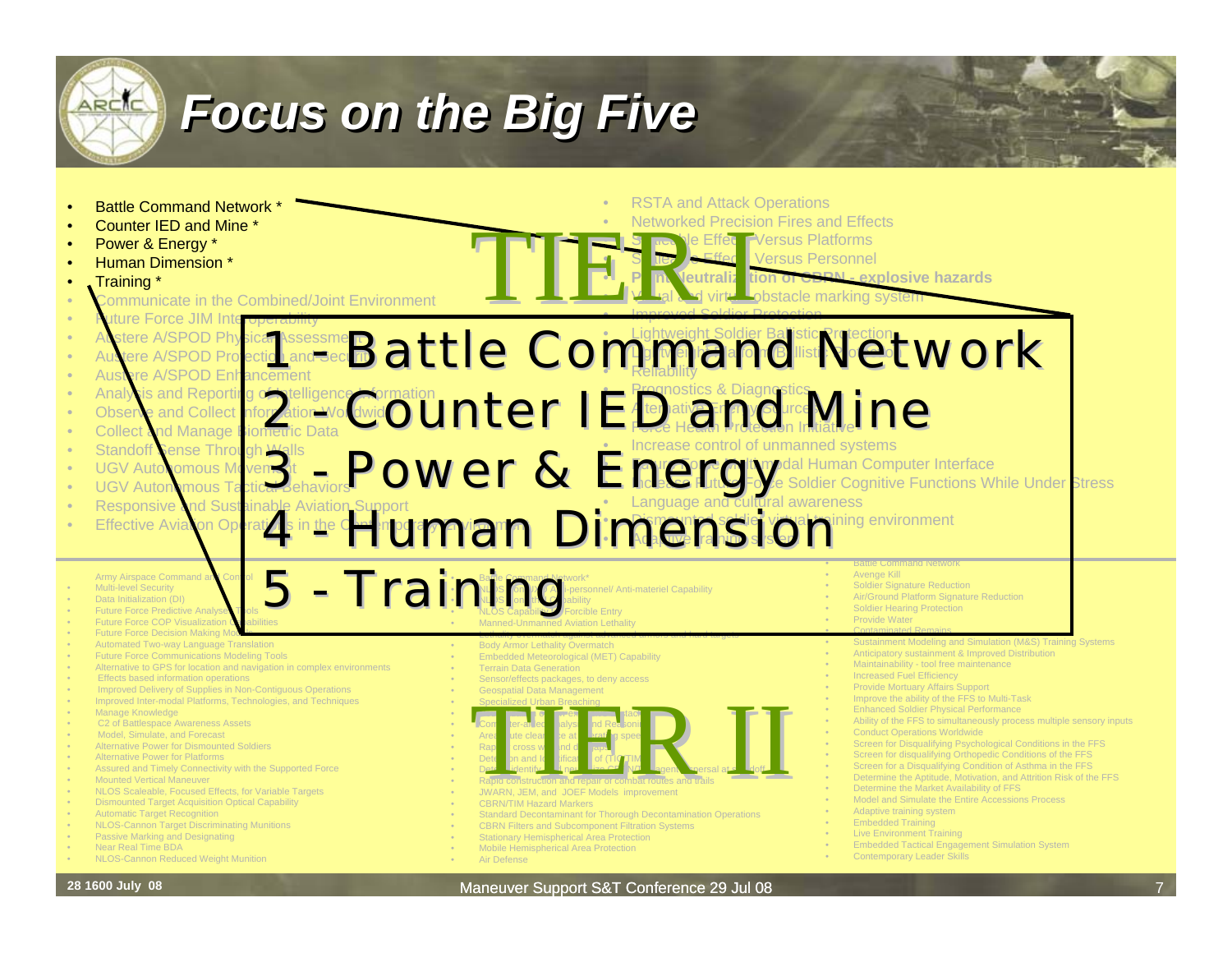# Focus on the Big Five

- Battle Command Network *
- Counter IED and Mine *
- Power & Energy *
- Human Dimension *
- Training *
- Communicate in the Combined/Joint Environment
- Future Force JIM Interoperability
- Austere A/SPOD Physical Assessment
- Austere A/SPOD Protection and Security
- Austere A/SPOD Enhancement
- Analysis and Reporting of Intelligence Information
- Observe and Collect Information Worldwide
- Collect and Manage Biometric Data
- Standoff Sense Through Walls
- UGV Autonomous Movement
- UGV Autonomous Tactical Behaviors
- Responsive and Sustainable Aviation Support
- Effective Aviation Operations in the Contemporary Environment

- RSTA and Attack Operations
- Networked Precision Fires and Effects
- Scaleable Effects Versus Platforms
- Scaleable Effects Versus Personnel
- **Prompt neutralization of CBRN - explosive hazards**
- Visual and virtual obstacle marking system
- Improved Soldier Protection
- Lightweight Soldier Ballistic Protection
- Lightweight Platform Ballistic Protection
- Reliability
- Prognostics & Diagnostics
- Alternative Energy Sources
- Force Health Protection Initiative
- Increase control of unmanned systems
- Future Force Multimodal Human Computer Interface
- Increase Future Force Soldier Cognitive Functions While Under Stress
- Language and cultural awareness
- Dismounted soldier virtual training environment
- Adaptive training system

## TIER I

1 - Battle Command Network
2 - Counter IED and Mine
3 - Power & Energy
4 - Human Dimension
5 - Training

## TIER II

- Army Airspace Command and Control
- Multi-level Security
- Data Initialization (DI)
- Future Force Predictive Analyses Tools
- Future Force COP Visualization Capabilities
- Future Force Decision Making Models
- Automated Two-way Language Translation
- Future Force Communications Modeling Tools
- Alternative to GPS for location and navigation in complex environments
- Effects based information operations
- Improved Delivery of Supplies in Non-Contiguous Operations
- Improved Inter-modal Platforms, Technologies, and Techniques
- Manage Knowledge
- C2 of Battlespace Awareness Assets
- Model, Simulate, and Forecast
- Alternative Power for Dismounted Soldiers
- Alternative Power for Platforms
- Assured and Timely Connectivity with the Supported Force
- Mounted Vertical Maneuver
- NLOS Scaleable, Focused Effects, for Variable Targets
- Dismounted Target Acquisition Optical Capability
- Automatic Target Recognition
- NLOS-Cannon Target Discriminating Munitions
- Passive Marking and Designating
- Near Real Time BDA
- NLOS-Cannon Reduced Weight Munition

- Battle Command Network*
- NLOS Capability Anti-personnel/ Anti-materiel Capability
- NLOS Counter-Mobility Capability
- NLOS Capability for Forcible Entry
- Manned-Unmanned Aviation Lethality
- Lethality Overmatch against advanced armors and hard targets
- Body Armor Lethality Overmatch
- Embedded Meteorological (MET) Capability
- Terrain Data Generation
- Sensor/effects packages, to deny access
- Geospatial Data Management
- Specialized Urban Breaching
- Detect and Defeat Threat Network Attack
- Computer-aided Analysis and Reasoning
- Area route clearance at operating speed
- Rapid cross water and dry gap
- Detection and Identification of (TIC/TIM)
- Detect, identify, and neutralize CBRN agents dispersal at standoff
- Rapid construction and repair of combat routes and trails
- JWARN, JEM, and JOEF Models improvement
- CBRN/TIM Hazard Markers
- Standard Decontaminant for Thorough Decontamination Operations
- CBRN Filters and Subcomponent Filtration Systems
- Stationary Hemispherical Area Protection
- Mobile Hemispherical Area Protection
- Air Defense

- Battle Command Network
- Avenge Kill
- Soldier Signature Reduction
- Air/Ground Platform Signature Reduction
- Soldier Hearing Protection
- Provide Water
- Contaminated Remains
- Sustainment Modeling and Simulation (M&S) Training Systems
- Anticipatory sustainment & Improved Distribution
- Maintainability - tool free maintenance
- Increased Fuel Efficiency
- Provide Mortuary Affairs Support
- Improve the ability of the FFS to Multi-Task
- Enhanced Soldier Physical Performance
- Ability of the FFS to simultaneously process multiple sensory inputs
- Conduct Operations Worldwide
- Screen for Disqualifying Psychological Conditions in the FFS
- Screen for disqualifying Orthopedic Conditions of the FFS
- Screen for a Disqualifying Condition of Asthma in the FFS
- Determine the Aptitude, Motivation, and Attrition Risk of the FFS
- Determine the Market Availability of FFS
- Model and Simulate the Entire Accessions Process
- Adaptive training system
- Embedded Training
- Live Environment Training
- Embedded Tactical Engagement Simulation System
- Contemporary Leader Skills

28 1600 July 08

Maneuver Support S&T Conference 29 Jul 08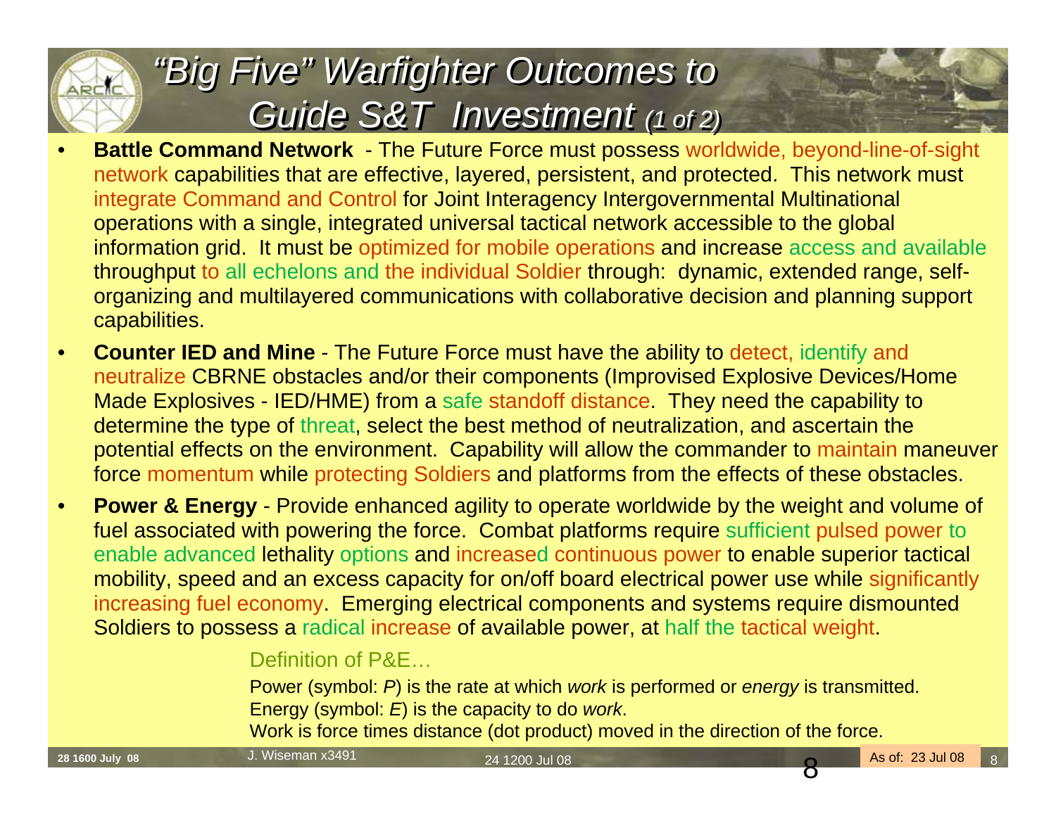# *"Big Five" Warfighter Outcomes to Guide S&T Investment (1 of 2)*

- **Battle Command Network** - The Future Force must possess worldwide, beyond-line-of-sight network capabilities that are effective, layered, persistent, and protected. This network must integrate Command and Control for Joint Interagency Intergovernmental Multinational operations with a single, integrated universal tactical network accessible to the global information grid. It must be optimized for mobile operations and increase access and available throughput to all echelons and the individual Soldier through: dynamic, extended range, self-organizing and multilayered communications with collaborative decision and planning support capabilities.
- **Counter IED and Mine** - The Future Force must have the ability to detect, identify and neutralize CBRNE obstacles and/or their components (Improvised Explosive Devices/Home Made Explosives - IED/HME) from a safe standoff distance. They need the capability to determine the type of threat, select the best method of neutralization, and ascertain the potential effects on the environment. Capability will allow the commander to maintain maneuver force momentum while protecting Soldiers and platforms from the effects of these obstacles.
- **Power & Energy** - Provide enhanced agility to operate worldwide by the weight and volume of fuel associated with powering the force. Combat platforms require sufficient pulsed power to enable advanced lethality options and increased continuous power to enable superior tactical mobility, speed and an excess capacity for on/off board electrical power use while significantly increasing fuel economy. Emerging electrical components and systems require dismounted Soldiers to possess a radical increase of available power, at half the tactical weight.

Definition of P&E…

Power (symbol: *P*) is the rate at which *work* is performed or *energy* is transmitted.
Energy (symbol: *E*) is the capacity to do *work*.
Work is force times distance (dot product) moved in the direction of the force.

28 1600 July 08 | J. Wiseman x3491 | 24 1200 Jul 08 | As of: 23 Jul 08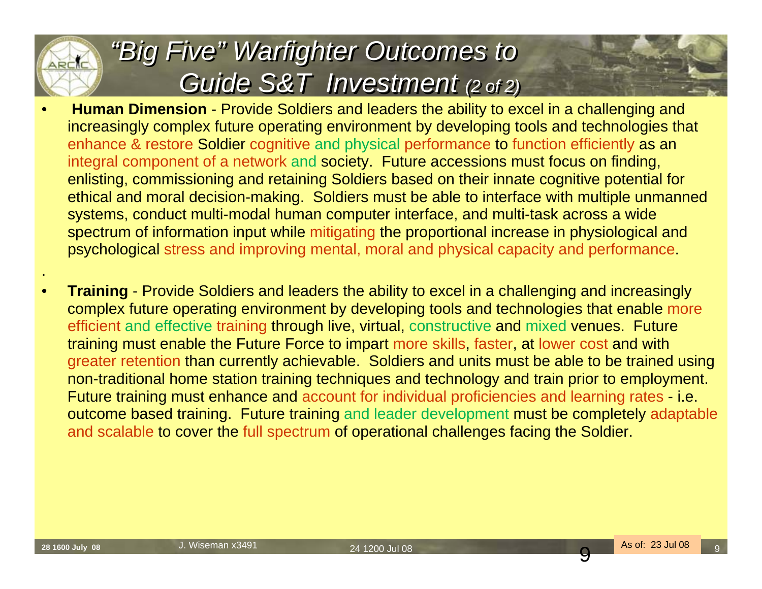# *"Big Five" Warfighter Outcomes to Guide S&T Investment (2 of 2)*

- **Human Dimension** - Provide Soldiers and leaders the ability to excel in a challenging and increasingly complex future operating environment by developing tools and technologies that enhance & restore Soldier cognitive and physical performance to function efficiently as an integral component of a network and society. Future accessions must focus on finding, enlisting, commissioning and retaining Soldiers based on their innate cognitive potential for ethical and moral decision-making. Soldiers must be able to interface with multiple unmanned systems, conduct multi-modal human computer interface, and multi-task across a wide spectrum of information input while mitigating the proportional increase in physiological and psychological stress and improving mental, moral and physical capacity and performance.

.

- **Training** - Provide Soldiers and leaders the ability to excel in a challenging and increasingly complex future operating environment by developing tools and technologies that enable more efficient and effective training through live, virtual, constructive and mixed venues. Future training must enable the Future Force to impart more skills, faster, at lower cost and with greater retention than currently achievable. Soldiers and units must be able to be trained using non-traditional home station training techniques and technology and train prior to employment. Future training must enhance and account for individual proficiencies and learning rates - i.e. outcome based training. Future training and leader development must be completely adaptable and scalable to cover the full spectrum of operational challenges facing the Soldier.

28 1600 July 08 J. Wiseman x3491 24 1200 Jul 08 As of: 23 Jul 08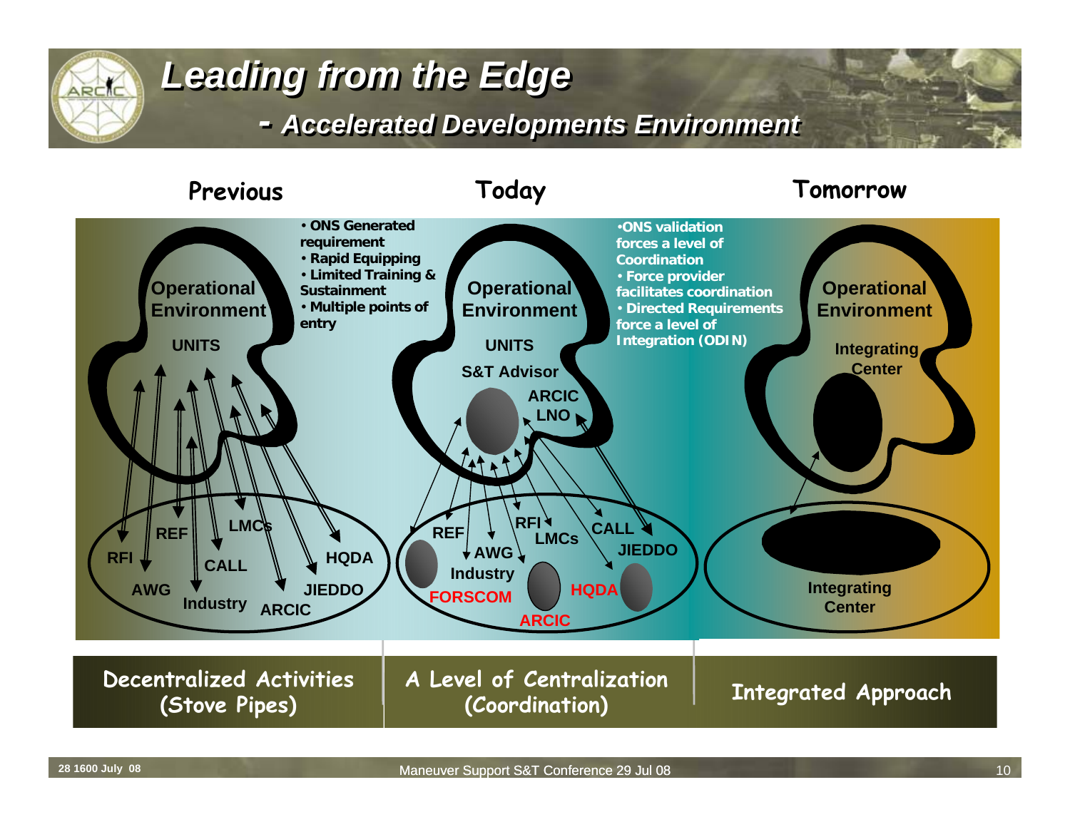# Leading from the Edge

## - Accelerated Developments Environment

**Previous**

- ONS Generated requirement
- Rapid Equipping
- Limited Training & Sustainment
- Multiple points of entry

Operational Environment

UNITS

RFI
REF
LMCs
CALL
AWG
Industry
ARCIC
JIEDDO
HQDA

**Today**

- ONS validation forces a level of Coordination
- Force provider facilitates coordination
- Directed Requirements force a level of Integration (ODIN)

Operational Environment

UNITS

S&T Advisor

ARCIC LNO

REF
RFI
LMCs
CALL
AWG
Industry
JIEDDO
FORSCOM
HQDA
ARCIC

**Tomorrow**

Operational Environment

Integrating Center

Integrating Center

| Decentralized Activities (Stove Pipes) | A Level of Centralization (Coordination) | Integrated Approach |
|---|---|---|

28 1600 July 08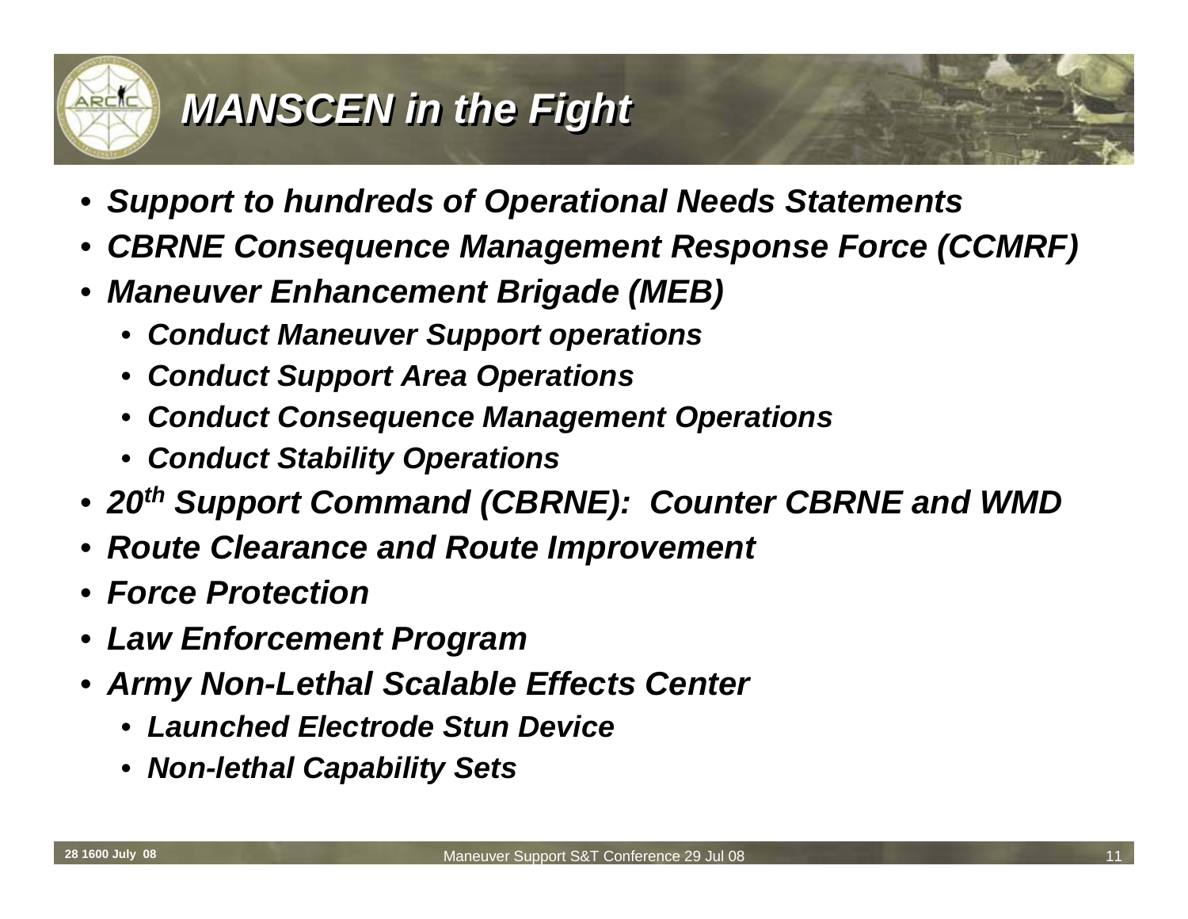# *MANSCEN in the Fight*

- ***Support to hundreds of Operational Needs Statements***
- ***CBRNE Consequence Management Response Force (CCMRF)***
- ***Maneuver Enhancement Brigade (MEB)***
  - ***Conduct Maneuver Support operations***
  - ***Conduct Support Area Operations***
  - ***Conduct Consequence Management Operations***
  - ***Conduct Stability Operations***
- ***20th Support Command (CBRNE): Counter CBRNE and WMD***
- ***Route Clearance and Route Improvement***
- ***Force Protection***
- ***Law Enforcement Program***
- ***Army Non-Lethal Scalable Effects Center***
  - ***Launched Electrode Stun Device***
  - ***Non-lethal Capability Sets***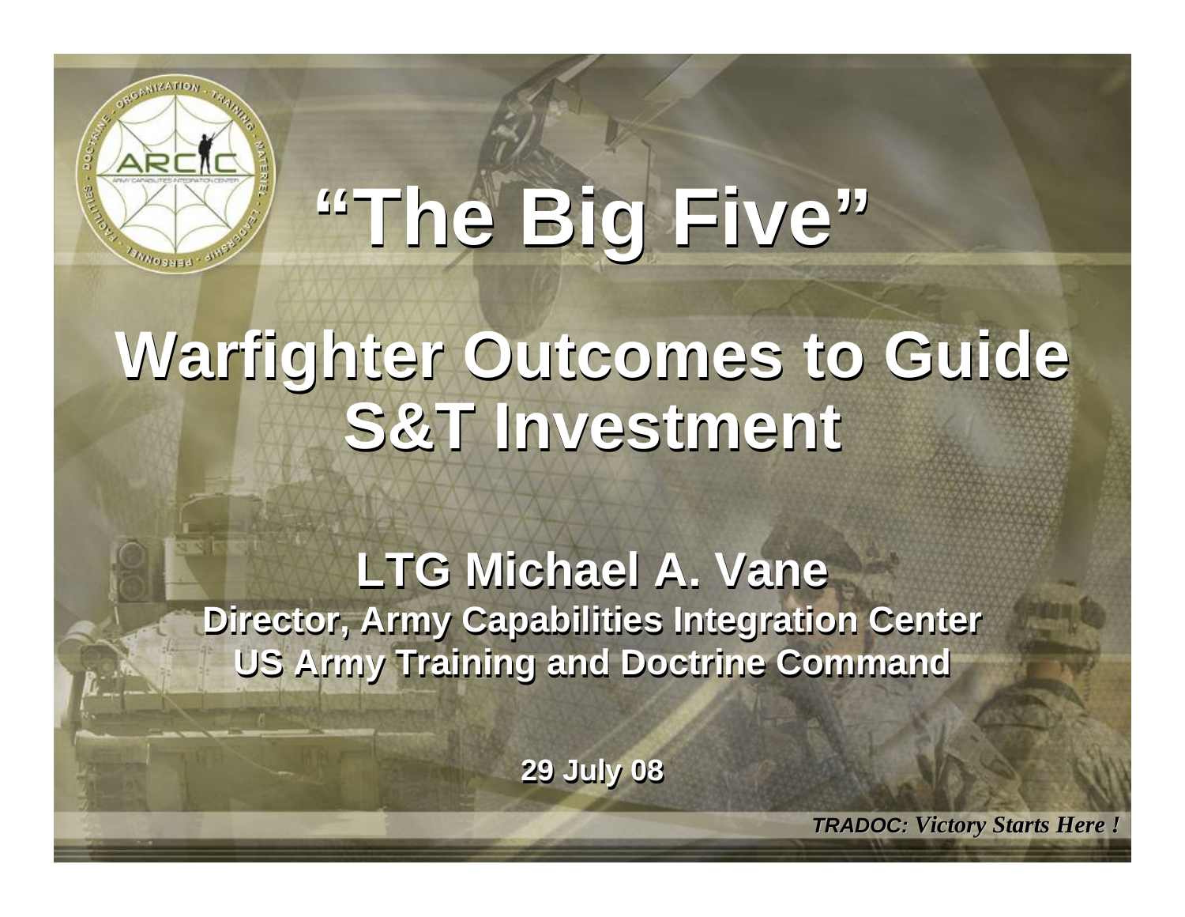# "The Big Five"

# Warfighter Outcomes to Guide S&T Investment

**LTG Michael A. Vane**

**Director, Army Capabilities Integration Center**

**US Army Training and Doctrine Command**

**29 July 08**

***TRADOC: Victory Starts Here !***